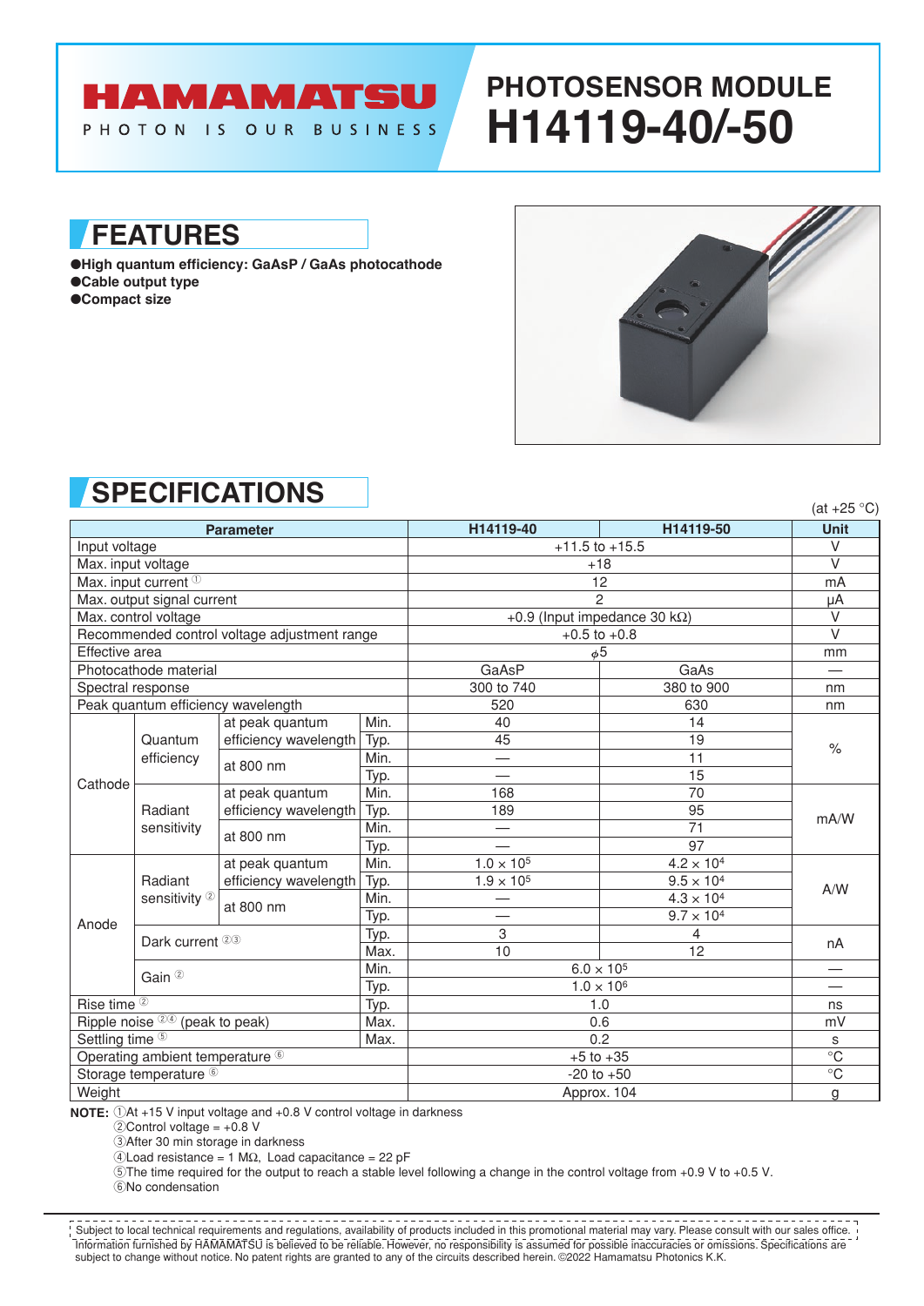# HAMAMATSU

PHOTON IS OUR BUSINESS

# PHOTOSENSOR MODULE H14119-40/-50

## FEATURES

- **High quantum efficiency: GaAsP / GaAs photocathode**
- **Cable output type**
- **Compact size**

## SPECIFICATIONS

(at +25 °C)

| Parameter | | | | H14119-40 | H14119-50 | Unit |
|---|---|---|---|---|---|---|
| Input voltage | | | | +11.5 to +15.5 | | V |
| Max. input voltage | | | | +18 | | V |
| Max. input current ① | | | | 12 | | mA |
| Max. output signal current | | | | 2 | | μA |
| Max. control voltage | | | | +0.9 (Input impedance 30 kΩ) | | V |
| Recommended control voltage adjustment range | | | | +0.5 to +0.8 | | V |
| Effective area | | | | $\phi$5 | | mm |
| Photocathode material | | | | GaAsP | GaAs | — |
| Spectral response | | | | 300 to 740 | 380 to 900 | nm |
| Peak quantum efficiency wavelength | | | | 520 | 630 | nm |
| Cathode | Quantum efficiency | at peak quantum efficiency wavelength | Min. | 40 | 14 | % |
| | | | Typ. | 45 | 19 | |
| | | at 800 nm | Min. | — | 11 | |
| | | | Typ. | — | 15 | |
| | Radiant sensitivity | at peak quantum efficiency wavelength | Min. | 168 | 70 | mA/W |
| | | | Typ. | 189 | 95 | |
| | | at 800 nm | Min. | — | 71 | |
| | | | Typ. | — | 97 | |
| Anode | Radiant sensitivity ② | at peak quantum efficiency wavelength | Min. | $1.0 \times 10^5$ | $4.2 \times 10^4$ | A/W |
| | | | Typ. | $1.9 \times 10^5$ | $9.5 \times 10^4$ | |
| | | at 800 nm | Min. | — | $4.3 \times 10^4$ | |
| | | | Typ. | — | $9.7 \times 10^4$ | |
| | Dark current ②③ | | Typ. | 3 | 4 | nA |
| | | | Max. | 10 | 12 | |
| | Gain ② | | Min. | $6.0 \times 10^5$ | | — |
| | | | Typ. | $1.0 \times 10^6$ | | — |
| Rise time ② | | | Typ. | 1.0 | | ns |
| Ripple noise ②④ (peak to peak) | | | Max. | 0.6 | | mV |
| Settling time ⑤ | | | Max. | 0.2 | | s |
| Operating ambient temperature ⑥ | | | | +5 to +35 | | °C |
| Storage temperature ⑥ | | | | -20 to +50 | | °C |
| Weight | | | | Approx. 104 | | g |

**NOTE:** ①At +15 V input voltage and +0.8 V control voltage in darkness
②Control voltage = +0.8 V
③After 30 min storage in darkness
④Load resistance = 1 MΩ, Load capacitance = 22 pF
⑤The time required for the output to reach a stable level following a change in the control voltage from +0.9 V to +0.5 V.
⑥No condensation

Subject to local technical requirements and regulations, availability of products included in this promotional material may vary. Please consult with our sales office.
Information furnished by HAMAMATSU is believed to be reliable. However, no responsibility is assumed for possible inaccuracies or omissions. Specifications are subject to change without notice. No patent rights are granted to any of the circuits described herein. ©2022 Hamamatsu Photonics K.K.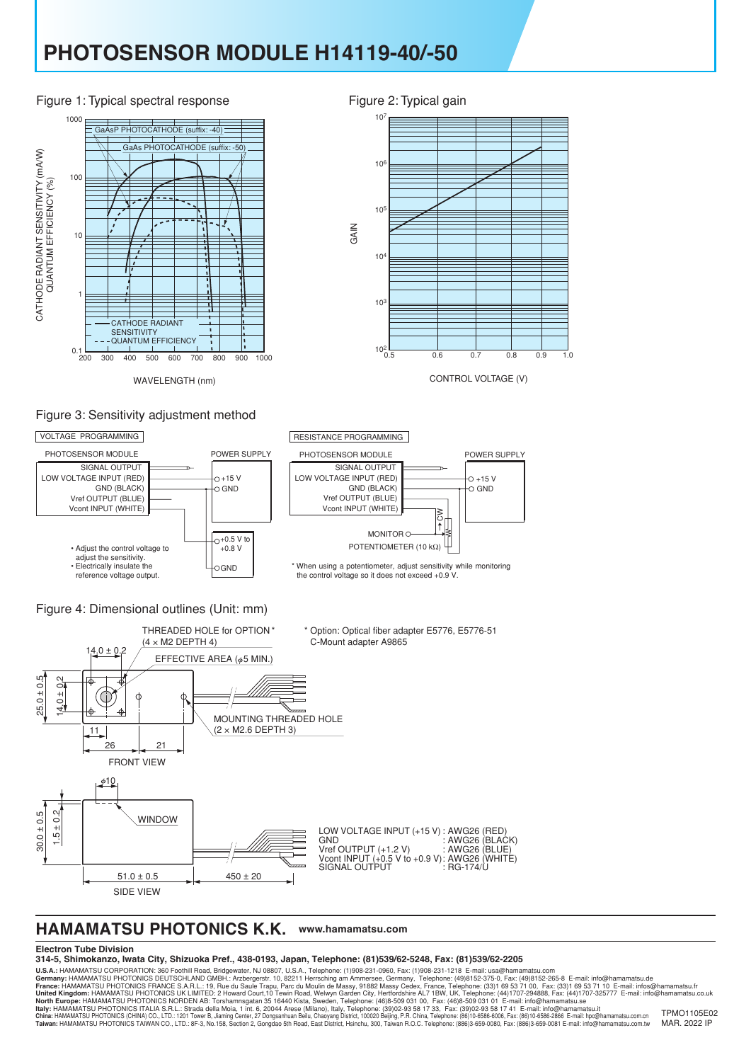# PHOTOSENSOR MODULE H14119-40/-50

## Figure 1: Typical spectral response

GaAsP PHOTOCATHODE (suffix: -40)

GaAs PHOTOCATHODE (suffix: -50)

CATHODE RADIANT SENSITIVITY (mA/W)
QUANTUM EFFICIENCY (%)

1000
100
10
1
0.1

200 300 400 500 600 700 800 900 1000

WAVELENGTH (nm)

CATHODE RADIANT SENSITIVITY
QUANTUM EFFICIENCY

## Figure 2: Typical gain

GAIN

$10^7$
$10^6$
$10^5$
$10^4$
$10^3$
$10^2$

0.5 0.6 0.7 0.8 0.9 1.0

CONTROL VOLTAGE (V)

## Figure 3: Sensitivity adjustment method

VOLTAGE PROGRAMMING

PHOTOSENSOR MODULE
SIGNAL OUTPUT
LOW VOLTAGE INPUT (RED)
GND (BLACK)
Vref OUTPUT (BLUE)
Vcont INPUT (WHITE)

POWER SUPPLY
+15 V
GND

+0.5 V to +0.8 V
GND

- Adjust the control voltage to adjust the sensitivity.
- Electrically insulate the reference voltage output.

RESISTANCE PROGRAMMING

PHOTOSENSOR MODULE
SIGNAL OUTPUT
LOW VOLTAGE INPUT (RED)
GND (BLACK)
Vref OUTPUT (BLUE)
Vcont INPUT (WHITE)

POWER SUPPLY
+15 V
GND

CW

MONITOR
POTENTIOMETER (10 kΩ)

* When using a potentiometer, adjust sensitivity while monitoring the control voltage so it does not exceed +0.9 V.

## Figure 4: Dimensional outlines (Unit: mm)

THREADED HOLE for OPTION *
(4 × M2 DEPTH 4)

* Option: Optical fiber adapter E5776, E5776-51
C-Mount adapter A9865

14.0 ± 0.2
EFFECTIVE AREA (φ5 MIN.)
25.0 ± 0.5
14.0 ± 0.2
MOUNTING THREADED HOLE
(2 × M2.6 DEPTH 3)
11
26
21

FRONT VIEW

φ10
30.0 ± 0.5
1.5 ± 0.2
WINDOW
51.0 ± 0.5
450 ± 20

SIDE VIEW

LOW VOLTAGE INPUT (+15 V) : AWG26 (RED)
GND : AWG26 (BLACK)
Vref OUTPUT (+1.2 V) : AWG26 (BLUE)
Vcont INPUT (+0.5 V to +0.9 V): AWG26 (WHITE)
SIGNAL OUTPUT : RG-174/U

## HAMAMATSU PHOTONICS K.K. www.hamamatsu.com

**Electron Tube Division**
**314-5, Shimokanzo, Iwata City, Shizuoka Pref., 438-0193, Japan, Telephone: (81)539/62-5248, Fax: (81)539/62-2205**

**U.S.A.:** HAMAMATSU CORPORATION: 360 Foothill Road, Bridgewater, NJ 08807, U.S.A., Telephone: (1)908-231-0960, Fax: (1)908-231-1218 E-mail: usa@hamamatsu.com
**Germany:** HAMAMATSU PHOTONICS DEUTSCHLAND GMBH.: Arzbergerstr. 10, 82211 Herrsching am Ammersee, Germany, Telephone: (49)8152-375-0, Fax: (49)8152-265-8 E-mail: info@hamamatsu.de
**France:** HAMAMATSU PHOTONICS FRANCE S.A.R.L.: 19, Rue du Saule Trapu, Parc du Moulin de Massy, 91882 Massy Cedex, France, Telephone: (33)1 69 53 71 00, Fax: (33)1 69 53 71 10 E-mail: infos@hamamatsu.fr
**United Kingdom:** HAMAMATSU PHOTONICS UK LIMITED: 2 Howard Court,10 Tewin Road, Welwyn Garden City, Hertfordshire AL7 1BW, UK, Telephone: (44)1707-294888, Fax: (44)1707-325777 E-mail: info@hamamatsu.co.uk
**North Europe:** HAMAMATSU PHOTONICS NORDEN AB: Torshamnsgatan 35 16440 Kista, Sweden, Telephone: (46)8-509 031 00, Fax: (46)8-509 031 01 E-mail: info@hamamatsu.se
**Italy:** HAMAMATSU PHOTONICS ITALIA S.R.L.: Strada della Moia, 1 int. 6, 20044 Arese (Milano), Italy, Telephone: (39)02-93 58 17 33, Fax: (39)02-93 58 17 41 E-mail: info@hamamatsu.it
**China:** HAMAMATSU PHOTONICS (CHINA) CO., LTD.: 1201 Tower B, Jiaming Center, 27 Dongsanhuan Beilu, Chaoyang District, 100020 Beijing, P.R. China, Telephone: (86)10-6586-6006, Fax: (86)10-6586-2866 E-mail: hpc@hamamatsu.com.cn
**Taiwan:** HAMAMATSU PHOTONICS TAIWAN CO., LTD.: 8F-3, No.158, Section 2, Gongdao 5th Road, East District, Hsinchu, 300, Taiwan R.O.C. Telephone: (886)3-659-0080, Fax: (886)3-659-0081 E-mail: info@hamamatsu.com.tw

TPMO1105E02
MAR. 2022 IP